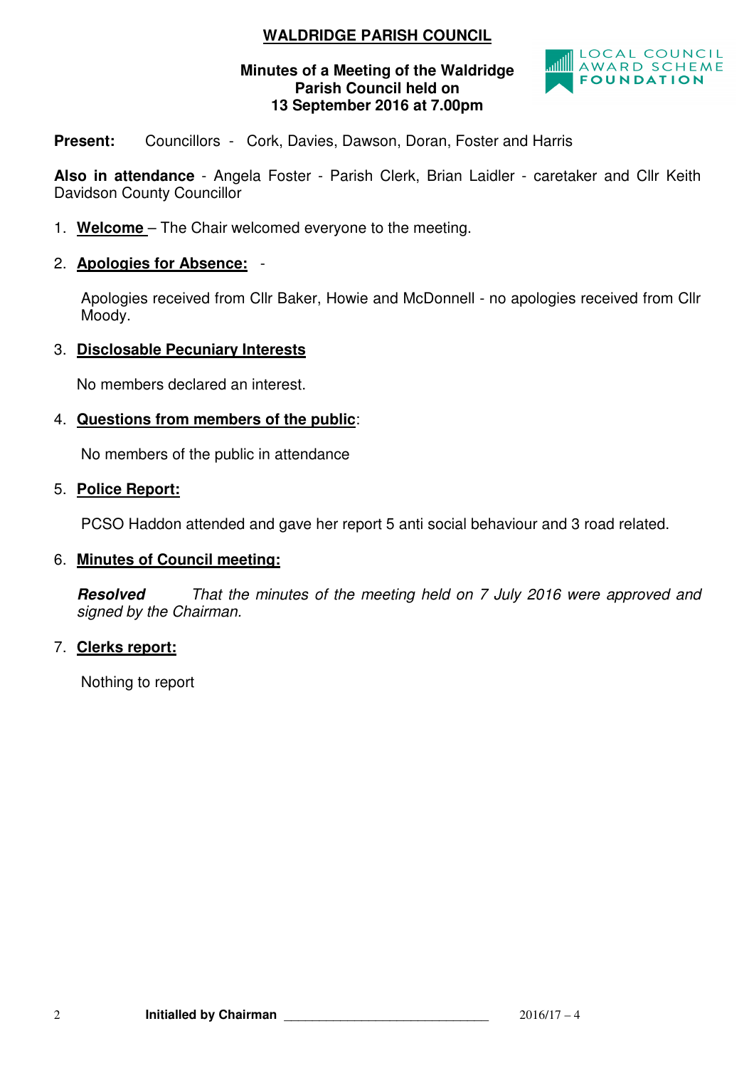# WALDRIDGE PARISH COUNCIL

**Minutes of a Meeting of the Waldridge Parish Council held on 13 September 2016 at 7.00pm**

LOCAL COUNCIL AWARD SCHEME FOUNDATION

**Present:** Councillors - Cork, Davies, Dawson, Doran, Foster and Harris

**Also in attendance** - Angela Foster - Parish Clerk, Brian Laidler - caretaker and Cllr Keith Davidson County Councillor

1. **Welcome** – The Chair welcomed everyone to the meeting.

2. **Apologies for Absence:** -

   Apologies received from Cllr Baker, Howie and McDonnell - no apologies received from Cllr Moody.

3. **Disclosable Pecuniary Interests**

   No members declared an interest.

4. **Questions from members of the public**:

   No members of the public in attendance

5. **Police Report:**

   PCSO Haddon attended and gave her report 5 anti social behaviour and 3 road related.

6. **Minutes of Council meeting:**

   ***Resolved*** *That the minutes of the meeting held on 7 July 2016 were approved and signed by the Chairman.*

7. **Clerks report:**

   Nothing to report

**Initialled by Chairman** ______________________________ 2016/17 – 4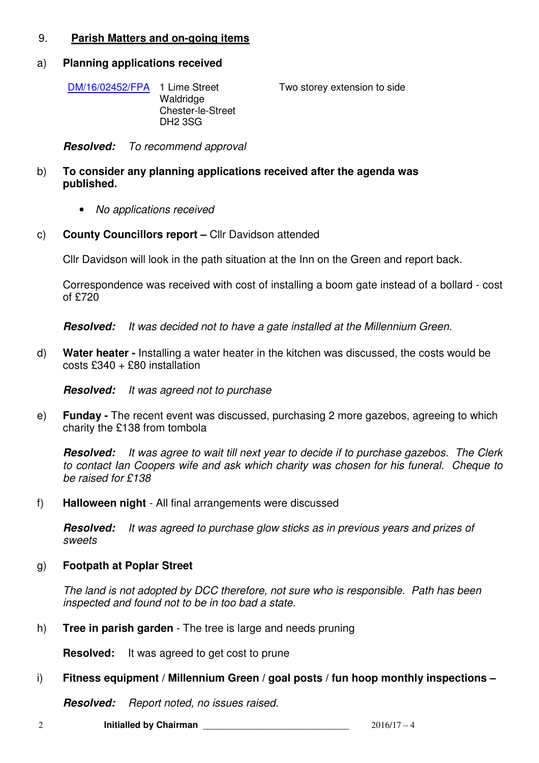## 9. Parish Matters and on-going items

### a) Planning applications received

| | | |
|---|---|---|
| [DM/16/02452/FPA]() | 1 Lime Street<br>Waldridge<br>Chester-le-Street<br>DH2 3SG | Two storey extension to side |

***Resolved:*** *To recommend approval*

### b) To consider any planning applications received after the agenda was published.

- *No applications received*

### c) County Councillors report – Cllr Davidson attended

Cllr Davidson will look in the path situation at the Inn on the Green and report back.

Correspondence was received with cost of installing a boom gate instead of a bollard - cost of £720

***Resolved:*** *It was decided not to have a gate installed at the Millennium Green.*

### d) Water heater - Installing a water heater in the kitchen was discussed, the costs would be costs £340 + £80 installation

***Resolved:*** *It was agreed not to purchase*

### e) Funday - The recent event was discussed, purchasing 2 more gazebos, agreeing to which charity the £138 from tombola

***Resolved:*** *It was agree to wait till next year to decide if to purchase gazebos. The Clerk to contact Ian Coopers wife and ask which charity was chosen for his funeral. Cheque to be raised for £138*

### f) Halloween night - All final arrangements were discussed

***Resolved:*** *It was agreed to purchase glow sticks as in previous years and prizes of sweets*

### g) Footpath at Poplar Street

*The land is not adopted by DCC therefore, not sure who is responsible. Path has been inspected and found not to be in too bad a state.*

### h) Tree in parish garden - The tree is large and needs pruning

**Resolved:** It was agreed to get cost to prune

### i) Fitness equipment / Millennium Green / goal posts / fun hoop monthly inspections –

***Resolved:*** *Report noted, no issues raised.*

**Initialled by Chairman** ______________________________ 2016/17 – 4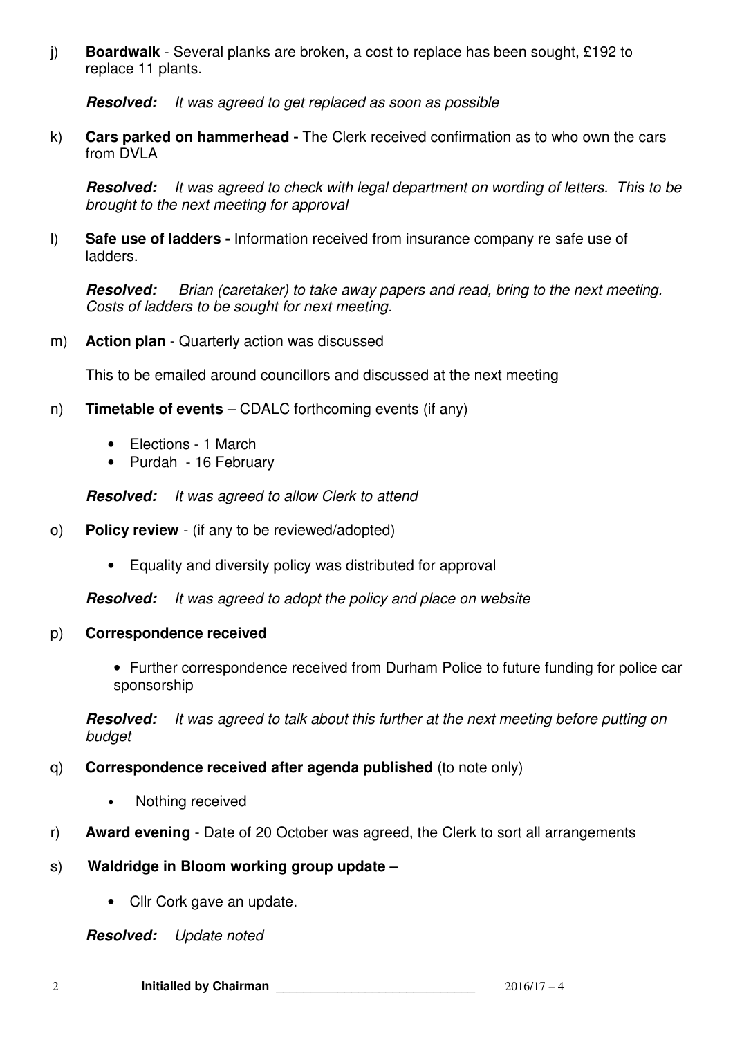j) **Boardwalk** - Several planks are broken, a cost to replace has been sought, £192 to replace 11 plants.

   ***Resolved:*** *It was agreed to get replaced as soon as possible*

k) **Cars parked on hammerhead -** The Clerk received confirmation as to who own the cars from DVLA

   ***Resolved:*** *It was agreed to check with legal department on wording of letters. This to be brought to the next meeting for approval*

l) **Safe use of ladders -** Information received from insurance company re safe use of ladders.

   ***Resolved:*** *Brian (caretaker) to take away papers and read, bring to the next meeting. Costs of ladders to be sought for next meeting.*

m) **Action plan** - Quarterly action was discussed

   This to be emailed around councillors and discussed at the next meeting

n) **Timetable of events** – CDALC forthcoming events (if any)

   - Elections - 1 March
   - Purdah - 16 February

   ***Resolved:*** *It was agreed to allow Clerk to attend*

o) **Policy review** - (if any to be reviewed/adopted)

   - Equality and diversity policy was distributed for approval

   ***Resolved:*** *It was agreed to adopt the policy and place on website*

p) **Correspondence received**

   - Further correspondence received from Durham Police to future funding for police car sponsorship

   ***Resolved:*** *It was agreed to talk about this further at the next meeting before putting on budget*

q) **Correspondence received after agenda published** (to note only)

   - Nothing received

r) **Award evening** - Date of 20 October was agreed, the Clerk to sort all arrangements

s) **Waldridge in Bloom working group update –**

   - Cllr Cork gave an update.

   ***Resolved:*** *Update noted*

**Initialled by Chairman** ____________________________ 2016/17 – 4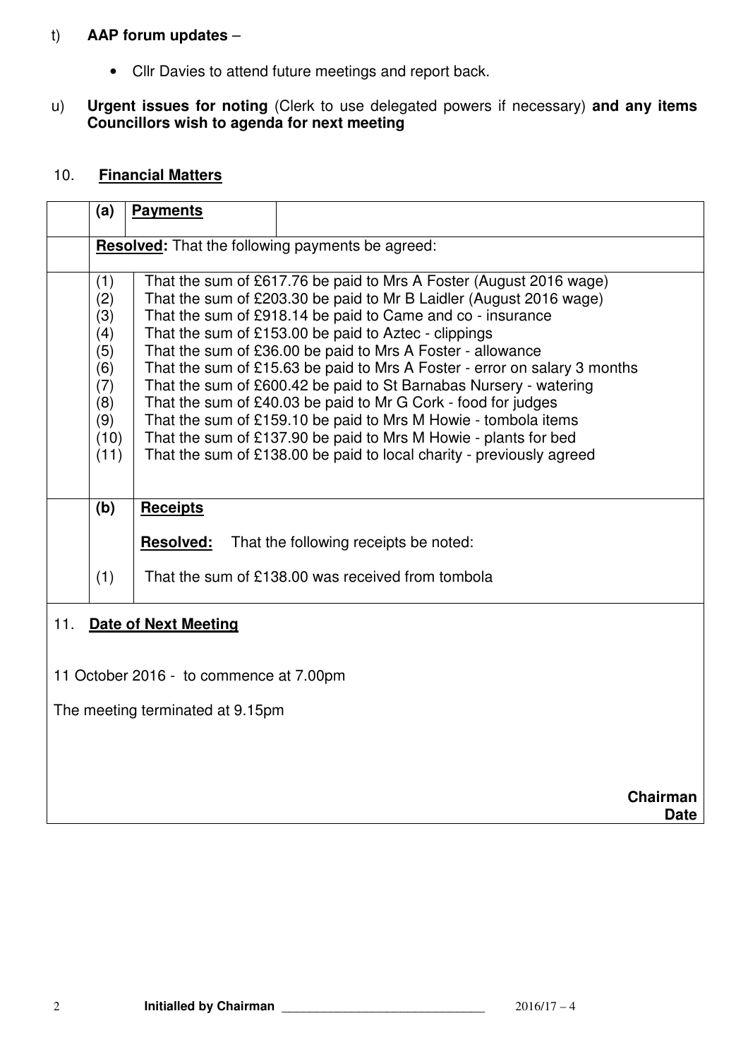t) **AAP forum updates** –

- Cllr Davies to attend future meetings and report back.

u) **Urgent issues for noting** (Clerk to use delegated powers if necessary) **and any items Councillors wish to agenda for next meeting**

10. **Financial Matters**

**(a) Payments**

**Resolved:** That the following payments be agreed:

| | |
|---|---|
| (1) | That the sum of £617.76 be paid to Mrs A Foster (August 2016 wage) |
| (2) | That the sum of £203.30 be paid to Mr B Laidler (August 2016 wage) |
| (3) | That the sum of £918.14 be paid to Came and co - insurance |
| (4) | That the sum of £153.00 be paid to Aztec - clippings |
| (5) | That the sum of £36.00 be paid to Mrs A Foster - allowance |
| (6) | That the sum of £15.63 be paid to Mrs A Foster - error on salary 3 months |
| (7) | That the sum of £600.42 be paid to St Barnabas Nursery - watering |
| (8) | That the sum of £40.03 be paid to Mr G Cork - food for judges |
| (9) | That the sum of £159.10 be paid to Mrs M Howie - tombola items |
| (10) | That the sum of £137.90 be paid to Mrs M Howie - plants for bed |
| (11) | That the sum of £138.00 be paid to local charity - previously agreed |

**(b) Receipts**

**Resolved:** That the following receipts be noted:

(1) That the sum of £138.00 was received from tombola

11. **Date of Next Meeting**

11 October 2016 - to commence at 7.00pm

The meeting terminated at 9.15pm

**Chairman**

**Date**

**Initialled by Chairman** ______________________________